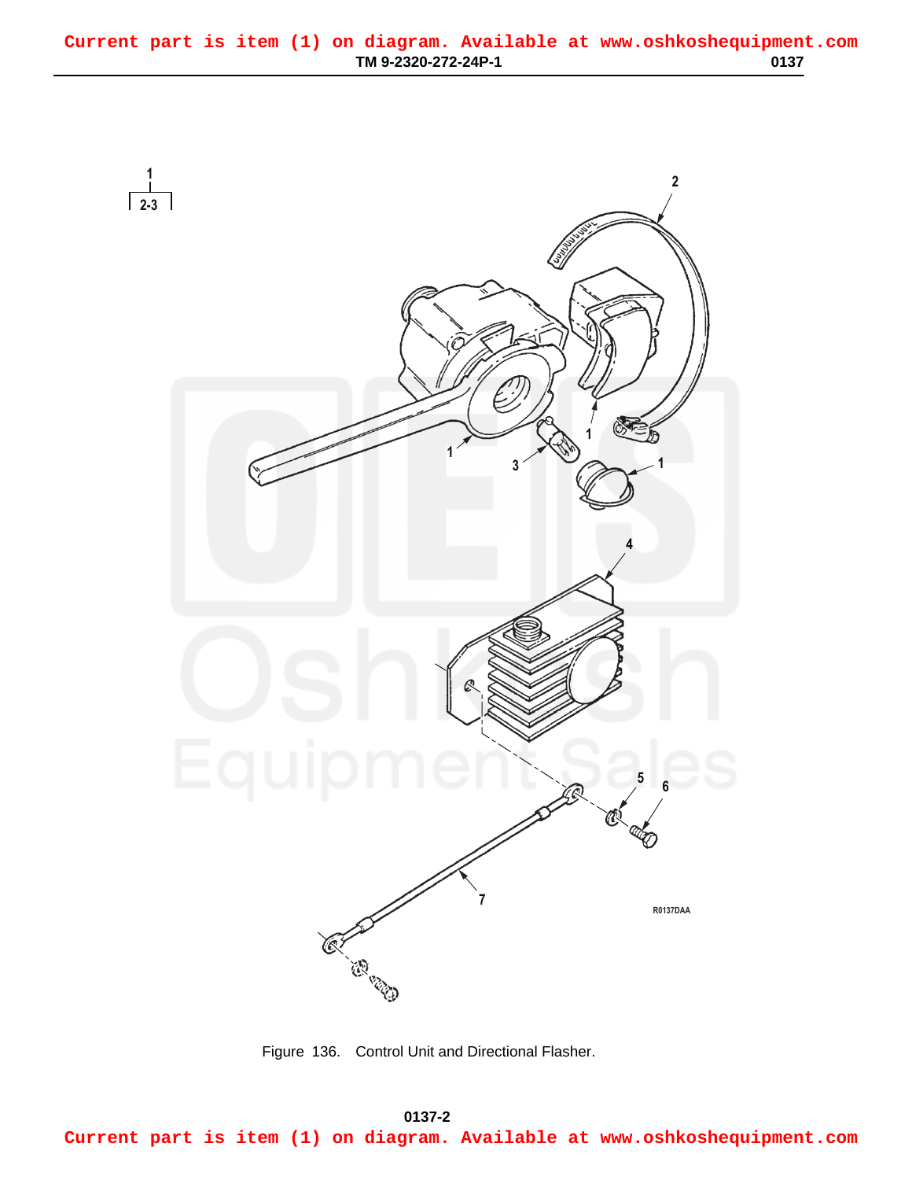Figure 136. Control Unit and Directional Flasher.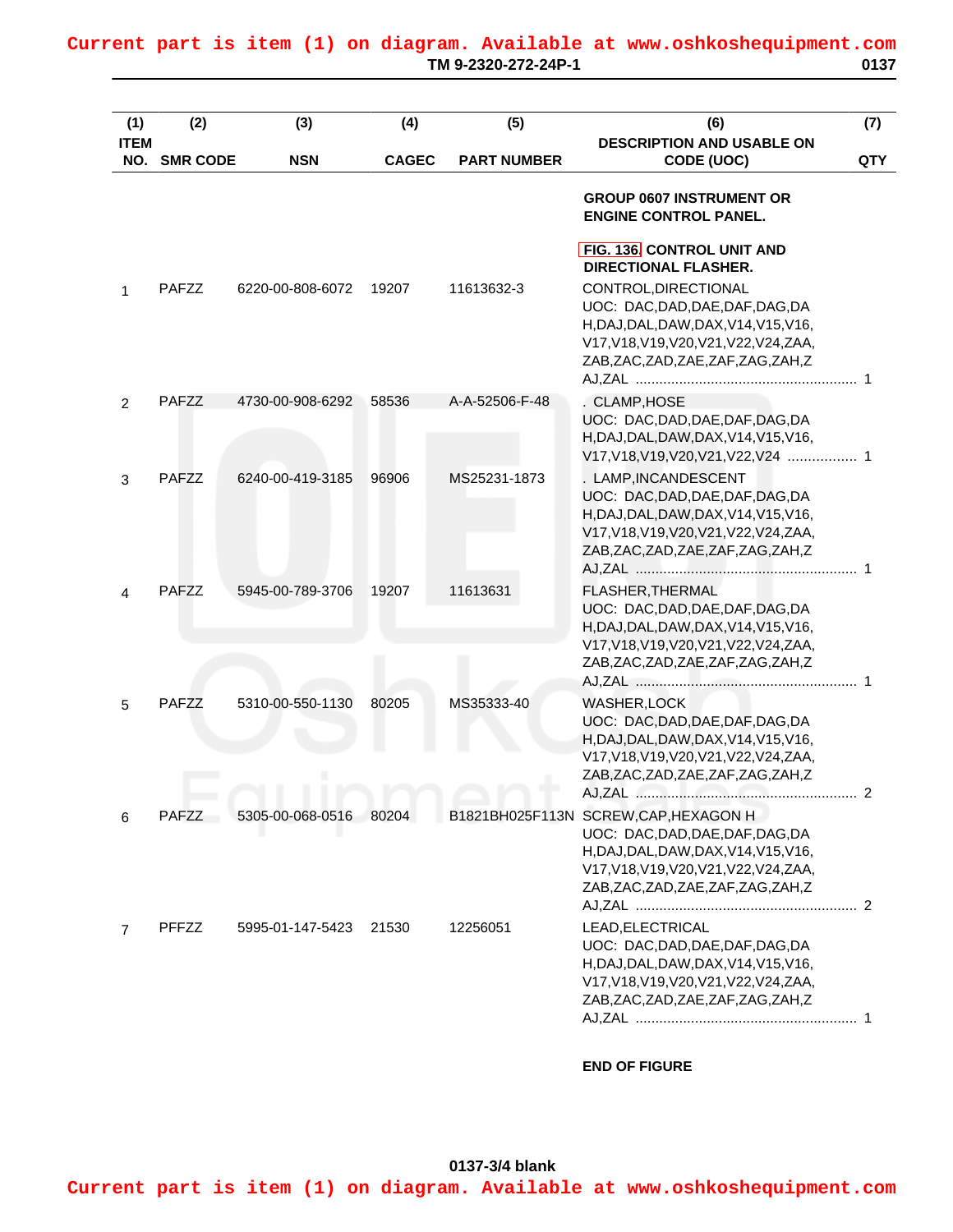| (1) ITEM NO. | (2) SMR CODE | (3) NSN | (4) CAGEC | (5) PART NUMBER | (6) DESCRIPTION AND USABLE ON CODE (UOC) | (7) QTY |
|---|---|---|---|---|---|---|
| | | | | | **GROUP 0607 INSTRUMENT OR ENGINE CONTROL PANEL.** | |
| | | | | | **FIG. 136 CONTROL UNIT AND DIRECTIONAL FLASHER.** | |
| 1 | PAFZZ | 6220-00-808-6072 | 19207 | 11613632-3 | CONTROL,DIRECTIONAL UOC: DAC,DAD,DAE,DAF,DAG,DAH,DAJ,DAL,DAW,DAX,V14,V15,V16,V17,V18,V19,V20,V21,V22,V24,ZAA,ZAB,ZAC,ZAD,ZAE,ZAF,ZAG,ZAH,ZAJ,ZAL | 1 |
| 2 | PAFZZ | 4730-00-908-6292 | 58536 | A-A-52506-F-48 | . CLAMP,HOSE UOC: DAC,DAD,DAE,DAF,DAG,DAH,DAJ,DAL,DAW,DAX,V14,V15,V16,V17,V18,V19,V20,V21,V22,V24 | 1 |
| 3 | PAFZZ | 6240-00-419-3185 | 96906 | MS25231-1873 | . LAMP,INCANDESCENT UOC: DAC,DAD,DAE,DAF,DAG,DAH,DAJ,DAL,DAW,DAX,V14,V15,V16,V17,V18,V19,V20,V21,V22,V24,ZAA,ZAB,ZAC,ZAD,ZAE,ZAF,ZAG,ZAH,ZAJ,ZAL | 1 |
| 4 | PAFZZ | 5945-00-789-3706 | 19207 | 11613631 | FLASHER,THERMAL UOC: DAC,DAD,DAE,DAF,DAG,DAH,DAJ,DAL,DAW,DAX,V14,V15,V16,V17,V18,V19,V20,V21,V22,V24,ZAA,ZAB,ZAC,ZAD,ZAE,ZAF,ZAG,ZAH,ZAJ,ZAL | 1 |
| 5 | PAFZZ | 5310-00-550-1130 | 80205 | MS35333-40 | WASHER,LOCK UOC: DAC,DAD,DAE,DAF,DAG,DAH,DAJ,DAL,DAW,DAX,V14,V15,V16,V17,V18,V19,V20,V21,V22,V24,ZAA,ZAB,ZAC,ZAD,ZAE,ZAF,ZAG,ZAH,ZAJ,ZAL | 2 |
| 6 | PAFZZ | 5305-00-068-0516 | 80204 | B1821BH025F113N | SCREW,CAP,HEXAGON H UOC: DAC,DAD,DAE,DAF,DAG,DAH,DAJ,DAL,DAW,DAX,V14,V15,V16,V17,V18,V19,V20,V21,V22,V24,ZAA,ZAB,ZAC,ZAD,ZAE,ZAF,ZAG,ZAH,ZAJ,ZAL | 2 |
| 7 | PFFZZ | 5995-01-147-5423 | 21530 | 12256051 | LEAD,ELECTRICAL UOC: DAC,DAD,DAE,DAF,DAG,DAH,DAJ,DAL,DAW,DAX,V14,V15,V16,V17,V18,V19,V20,V21,V22,V24,ZAA,ZAB,ZAC,ZAD,ZAE,ZAF,ZAG,ZAH,ZAJ,ZAL | 1 |

**END OF FIGURE**